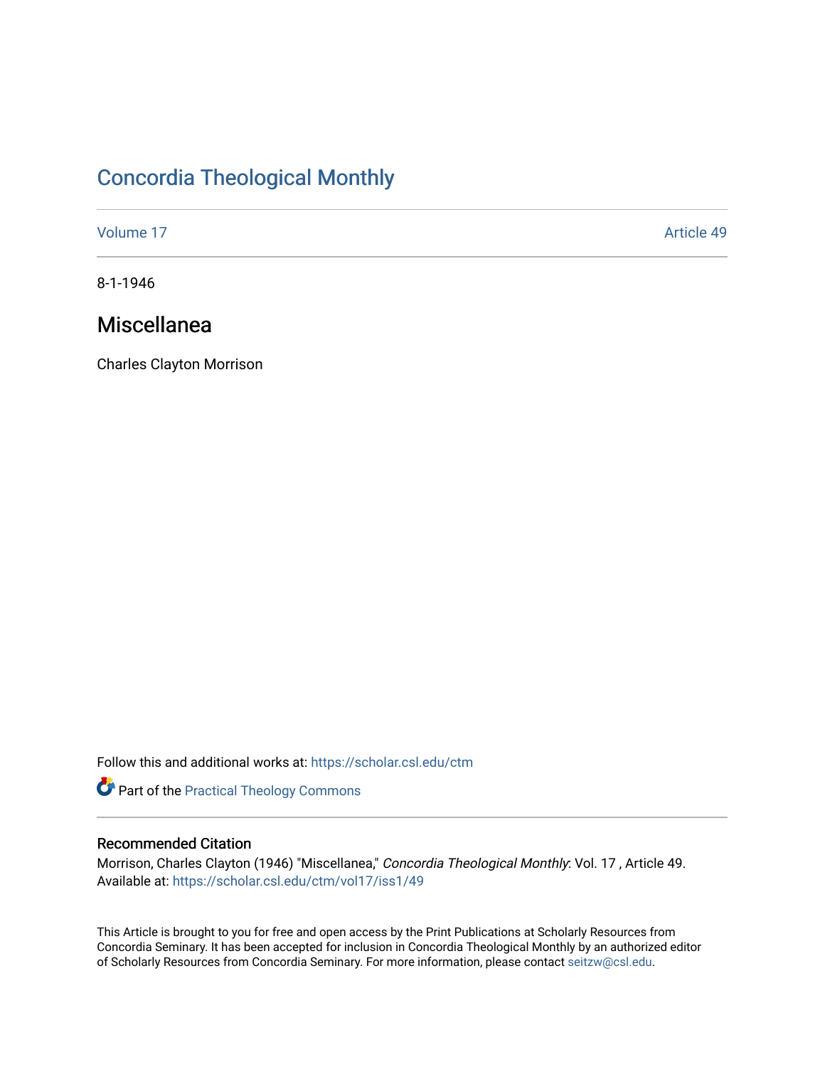# Concordia Theological Monthly

Volume 17 Article 49

8-1-1946

## Miscellanea

Charles Clayton Morrison

Follow this and additional works at: https://scholar.csl.edu/ctm

Part of the Practical Theology Commons

### Recommended Citation

Morrison, Charles Clayton (1946) "Miscellanea," *Concordia Theological Monthly*: Vol. 17 , Article 49.
Available at: https://scholar.csl.edu/ctm/vol17/iss1/49

This Article is brought to you for free and open access by the Print Publications at Scholarly Resources from Concordia Seminary. It has been accepted for inclusion in Concordia Theological Monthly by an authorized editor of Scholarly Resources from Concordia Seminary. For more information, please contact seitzw@csl.edu.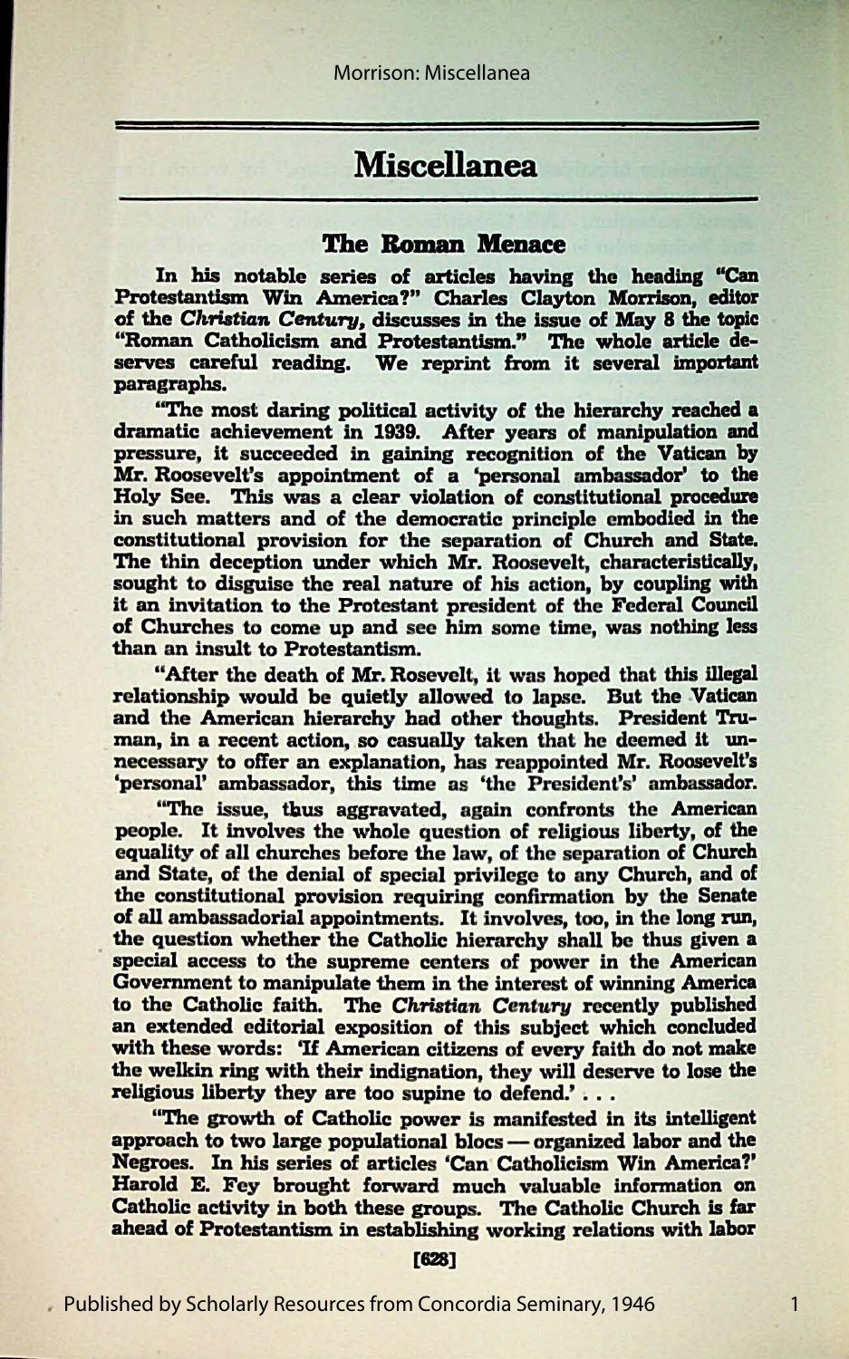# Miscellanea

## The Roman Menace

**In his notable series of articles having the heading "Can Protestantism Win America?" Charles Clayton Morrison, editor of the *Christian Century*, discusses in the issue of May 8 the topic "Roman Catholicism and Protestantism." The whole article deserves careful reading. We reprint from it several important paragraphs.**

**"The most daring political activity of the hierarchy reached a dramatic achievement in 1939. After years of manipulation and pressure, it succeeded in gaining recognition of the Vatican by Mr. Roosevelt's appointment of a 'personal ambassador' to the Holy See. This was a clear violation of constitutional procedure in such matters and of the democratic principle embodied in the constitutional provision for the separation of Church and State. The thin deception under which Mr. Roosevelt, characteristically, sought to disguise the real nature of his action, by coupling with it an invitation to the Protestant president of the Federal Council of Churches to come up and see him some time, was nothing less than an insult to Protestantism.**

**"After the death of Mr. Rosevelt, it was hoped that this illegal relationship would be quietly allowed to lapse. But the Vatican and the American hierarchy had other thoughts. President Truman, in a recent action, so casually taken that he deemed it unnecessary to offer an explanation, has reappointed Mr. Roosevelt's 'personal' ambassador, this time as 'the President's' ambassador.**

**"The issue, thus aggravated, again confronts the American people. It involves the whole question of religious liberty, of the equality of all churches before the law, of the separation of Church and State, of the denial of special privilege to any Church, and of the constitutional provision requiring confirmation by the Senate of all ambassadorial appointments. It involves, too, in the long run, the question whether the Catholic hierarchy shall be thus given a special access to the supreme centers of power in the American Government to manipulate them in the interest of winning America to the Catholic faith. The *Christian Century* recently published an extended editorial exposition of this subject which concluded with these words: 'If American citizens of every faith do not make the welkin ring with their indignation, they will deserve to lose the religious liberty they are too supine to defend.' . . .**

**"The growth of Catholic power is manifested in its intelligent approach to two large populational blocs — organized labor and the Negroes. In his series of articles 'Can Catholicism Win America?' Harold E. Fey brought forward much valuable information on Catholic activity in both these groups. The Catholic Church is far ahead of Protestantism in establishing working relations with labor**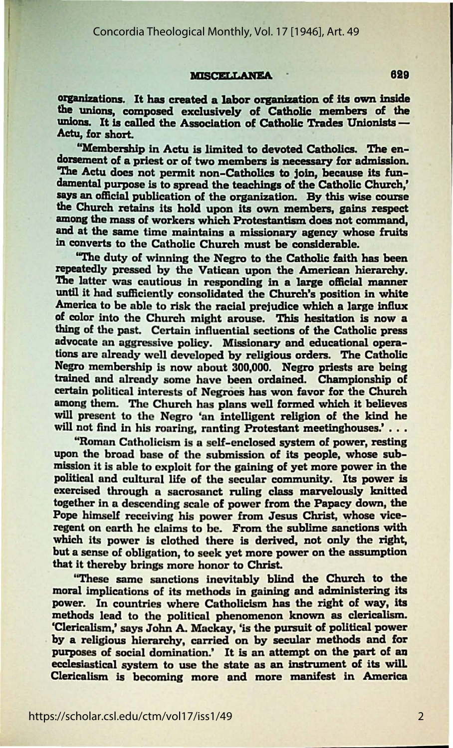organizations. It has created a labor organization of its own inside the unions, composed exclusively of Catholic members of the unions. It is called the Association of Catholic Trades Unionists — Actu, for short.

"Membership in Actu is limited to devoted Catholics. The endorsement of a priest or of two members is necessary for admission. 'The Actu does not permit non-Catholics to join, because its fundamental purpose is to spread the teachings of the Catholic Church,' says an official publication of the organization. By this wise course the Church retains its hold upon its own members, gains respect among the mass of workers which Protestantism does not command, and at the same time maintains a missionary agency whose fruits in converts to the Catholic Church must be considerable.

"The duty of winning the Negro to the Catholic faith has been repeatedly pressed by the Vatican upon the American hierarchy. The latter was cautious in responding in a large official manner until it had sufficiently consolidated the Church's position in white America to be able to risk the racial prejudice which a large influx of color into the Church might arouse. This hesitation is now a thing of the past. Certain influential sections of the Catholic press advocate an aggressive policy. Missionary and educational operations are already well developed by religious orders. The Catholic Negro membership is now about 300,000. Negro priests are being trained and already some have been ordained. Championship of certain political interests of Negroes has won favor for the Church among them. The Church has plans well formed which it believes will present to the Negro 'an intelligent religion of the kind he will not find in his roaring, ranting Protestant meetinghouses.' . . .

"Roman Catholicism is a self-enclosed system of power, resting upon the broad base of the submission of its people, whose submission it is able to exploit for the gaining of yet more power in the political and cultural life of the secular community. Its power is exercised through a sacrosanct ruling class marvelously knitted together in a descending scale of power from the Papacy down, the Pope himself receiving his power from Jesus Christ, whose vice-regent on earth he claims to be. From the sublime sanctions with which its power is clothed there is derived, not only the right, but a sense of obligation, to seek yet more power on the assumption that it thereby brings more honor to Christ.

"These same sanctions inevitably blind the Church to the moral implications of its methods in gaining and administering its power. In countries where Catholicism has the right of way, its methods lead to the political phenomenon known as clericalism. 'Clericalism,' says John A. Mackay, 'is the pursuit of political power by a religious hierarchy, carried on by secular methods and for purposes of social domination.' It is an attempt on the part of an ecclesiastical system to use the state as an instrument of its will. Clericalism is becoming more and more manifest in America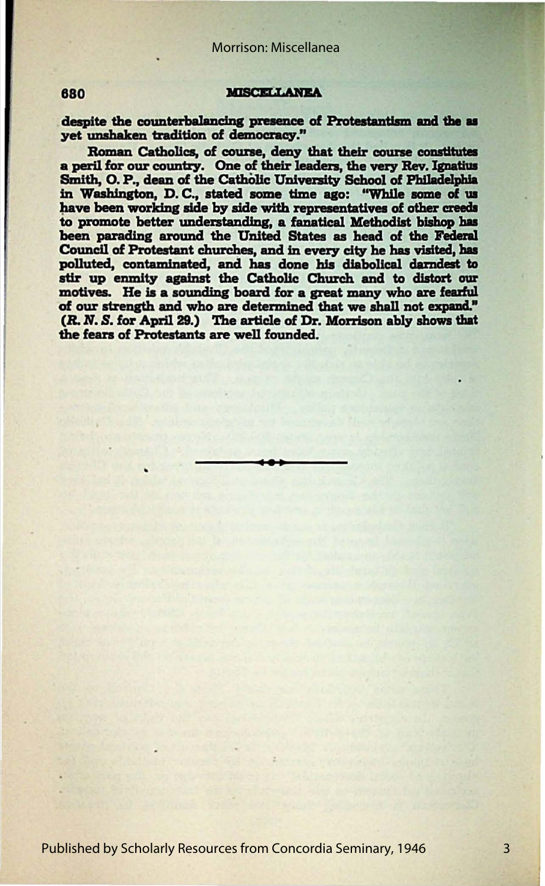despite the counterbalancing presence of Protestantism and the as yet unshaken tradition of democracy."

Roman Catholics, of course, deny that their course constitutes a peril for our country. One of their leaders, the very Rev. Ignatius Smith, O. P., dean of the Catholic University School of Philadelphia in Washington, D. C., stated some time ago: "While some of us have been working side by side with representatives of other creeds to promote better understanding, a fanatical Methodist bishop has been parading around the United States as head of the Federal Council of Protestant churches, and in every city he has visited, has polluted, contaminated, and has done his diabolical darndest to stir up enmity against the Catholic Church and to distort our motives. He is a sounding board for a great many who are fearful of our strength and who are determined that we shall not expand." (*R. N. S.* for April 29.) The article of Dr. Morrison ably shows that the fears of Protestants are well founded.